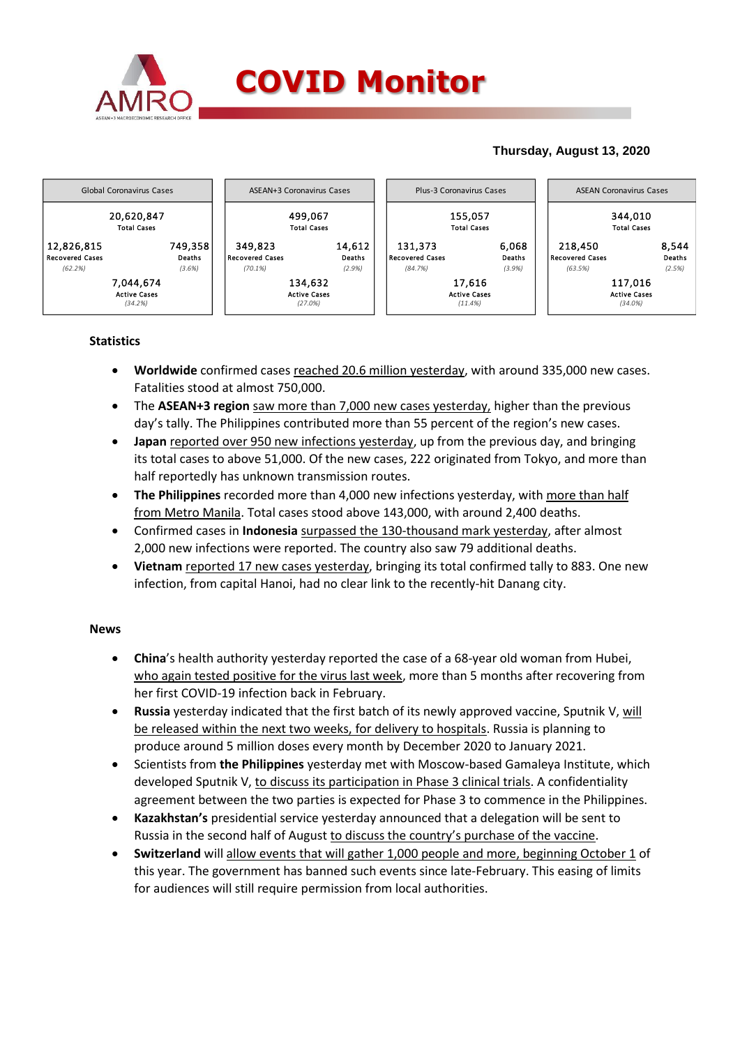# COVID Monitor

**Thursday, August 13, 2020**

| Global Coronavirus Cases | | ASEAN+3 Coronavirus Cases | | Plus-3 Coronavirus Cases | | ASEAN Coronavirus Cases | |
|---|---|---|---|---|---|---|---|
| 20,620,847 Total Cases | | 499,067 Total Cases | | 155,057 Total Cases | | 344,010 Total Cases | |
| 12,826,815 Recovered Cases (62.2%) | 749,358 Deaths (3.6%) | 349,823 Recovered Cases (70.1%) | 14,612 Deaths (2.9%) | 131,373 Recovered Cases (84.7%) | 6,068 Deaths (3.9%) | 218,450 Recovered Cases (63.5%) | 8,544 Deaths (2.5%) |
| 7,044,674 Active Cases (34.2%) | | 134,632 Active Cases (27.0%) | | 17,616 Active Cases (11.4%) | | 117,016 Active Cases (34.0%) | |

## Statistics

- **Worldwide** confirmed cases reached 20.6 million yesterday, with around 335,000 new cases. Fatalities stood at almost 750,000.
- The **ASEAN+3 region** saw more than 7,000 new cases yesterday, higher than the previous day's tally. The Philippines contributed more than 55 percent of the region's new cases.
- **Japan** reported over 950 new infections yesterday, up from the previous day, and bringing its total cases to above 51,000. Of the new cases, 222 originated from Tokyo, and more than half reportedly has unknown transmission routes.
- **The Philippines** recorded more than 4,000 new infections yesterday, with more than half from Metro Manila. Total cases stood above 143,000, with around 2,400 deaths.
- Confirmed cases in **Indonesia** surpassed the 130-thousand mark yesterday, after almost 2,000 new infections were reported. The country also saw 79 additional deaths.
- **Vietnam** reported 17 new cases yesterday, bringing its total confirmed tally to 883. One new infection, from capital Hanoi, had no clear link to the recently-hit Danang city.

## News

- **China**'s health authority yesterday reported the case of a 68-year old woman from Hubei, who again tested positive for the virus last week, more than 5 months after recovering from her first COVID-19 infection back in February.
- **Russia** yesterday indicated that the first batch of its newly approved vaccine, Sputnik V, will be released within the next two weeks, for delivery to hospitals. Russia is planning to produce around 5 million doses every month by December 2020 to January 2021.
- Scientists from **the Philippines** yesterday met with Moscow-based Gamaleya Institute, which developed Sputnik V, to discuss its participation in Phase 3 clinical trials. A confidentiality agreement between the two parties is expected for Phase 3 to commence in the Philippines.
- **Kazakhstan's** presidential service yesterday announced that a delegation will be sent to Russia in the second half of August to discuss the country's purchase of the vaccine.
- **Switzerland** will allow events that will gather 1,000 people and more, beginning October 1 of this year. The government has banned such events since late-February. This easing of limits for audiences will still require permission from local authorities.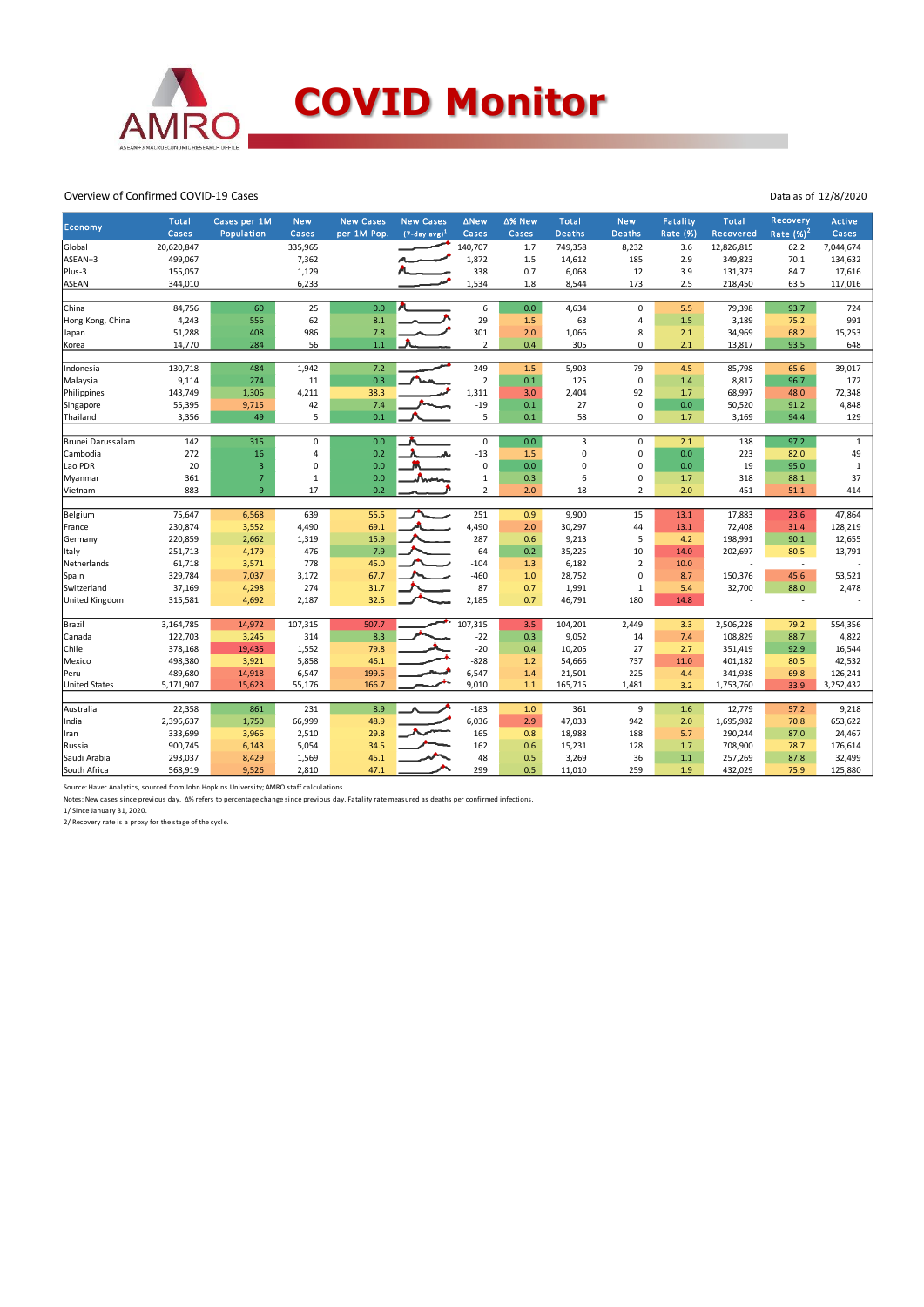# COVID Monitor

Overview of Confirmed COVID-19 Cases

Data as of 12/8/2020

| Economy | Total Cases | Cases per 1M Population | New Cases | New Cases per 1M Pop. | New Cases (7-day avg)[1] | ΔNew Cases | Δ% New Cases | Total Deaths | New Deaths | Fatality Rate (%) | Total Recovered | Recovery Rate (%)[2] | Active Cases |
|---|---|---|---|---|---|---|---|---|---|---|---|---|---|
| Global | 20,620,847 | | 335,965 | | | 140,707 | 1.7 | 749,358 | 8,232 | 3.6 | 12,826,815 | 62.2 | 7,044,674 |
| ASEAN+3 | 499,067 | | 7,362 | | | 1,872 | 1.5 | 14,612 | 185 | 2.9 | 349,823 | 70.1 | 134,632 |
| Plus-3 | 155,057 | | 1,129 | | | 338 | 0.7 | 6,068 | 12 | 3.9 | 131,373 | 84.7 | 17,616 |
| ASEAN | 344,010 | | 6,233 | | | 1,534 | 1.8 | 8,544 | 173 | 2.5 | 218,450 | 63.5 | 117,016 |
| | | | | | | | | | | | | | |
| China | 84,756 | 60 | 25 | 0.0 | | 6 | 0.0 | 4,634 | 0 | 5.5 | 79,398 | 93.7 | 724 |
| Hong Kong, China | 4,243 | 556 | 62 | 8.1 | | 29 | 1.5 | 63 | 4 | 1.5 | 3,189 | 75.2 | 991 |
| Japan | 51,288 | 408 | 986 | 7.8 | | 301 | 2.0 | 1,066 | 8 | 2.1 | 34,969 | 68.2 | 15,253 |
| Korea | 14,770 | 284 | 56 | 1.1 | | 2 | 0.4 | 305 | 0 | 2.1 | 13,817 | 93.5 | 648 |
| | | | | | | | | | | | | | |
| Indonesia | 130,718 | 484 | 1,942 | 7.2 | | 249 | 1.5 | 5,903 | 79 | 4.5 | 85,798 | 65.6 | 39,017 |
| Malaysia | 9,114 | 274 | 11 | 0.3 | | 2 | 0.1 | 125 | 0 | 1.4 | 8,817 | 96.7 | 172 |
| Philippines | 143,749 | 1,306 | 4,211 | 38.3 | | 1,311 | 3.0 | 2,404 | 92 | 1.7 | 68,997 | 48.0 | 72,348 |
| Singapore | 55,395 | 9,715 | 42 | 7.4 | | -19 | 0.1 | 27 | 0 | 0.0 | 50,520 | 91.2 | 4,848 |
| Thailand | 3,356 | 49 | 5 | 0.1 | | 5 | 0.1 | 58 | 0 | 1.7 | 3,169 | 94.4 | 129 |
| | | | | | | | | | | | | | |
| Brunei Darussalam | 142 | 315 | 0 | 0.0 | | 0 | 0.0 | 3 | 0 | 2.1 | 138 | 97.2 | 1 |
| Cambodia | 272 | 16 | 4 | 0.2 | | -13 | 1.5 | 0 | 0 | 0.0 | 223 | 82.0 | 49 |
| Lao PDR | 20 | 3 | 0 | 0.0 | | 0 | 0.0 | 0 | 0 | 0.0 | 19 | 95.0 | 1 |
| Myanmar | 361 | 7 | 1 | 0.0 | | 1 | 0.3 | 6 | 0 | 1.7 | 318 | 88.1 | 37 |
| Vietnam | 883 | 9 | 17 | 0.2 | | -2 | 2.0 | 18 | 2 | 2.0 | 451 | 51.1 | 414 |
| | | | | | | | | | | | | | |
| Belgium | 75,647 | 6,568 | 639 | 55.5 | | 251 | 0.9 | 9,900 | 15 | 13.1 | 17,883 | 23.6 | 47,864 |
| France | 230,874 | 3,552 | 4,490 | 69.1 | | 4,490 | 2.0 | 30,297 | 44 | 13.1 | 72,408 | 31.4 | 128,219 |
| Germany | 220,859 | 2,662 | 1,319 | 15.9 | | 287 | 0.6 | 9,213 | 5 | 4.2 | 198,991 | 90.1 | 12,655 |
| Italy | 251,713 | 4,179 | 476 | 7.9 | | 64 | 0.2 | 35,225 | 10 | 14.0 | 202,697 | 80.5 | 13,791 |
| Netherlands | 61,718 | 3,571 | 778 | 45.0 | | -104 | 1.3 | 6,182 | 2 | 10.0 | - | - | - |
| Spain | 329,784 | 7,037 | 3,172 | 67.7 | | -460 | 1.0 | 28,752 | 0 | 8.7 | 150,376 | 45.6 | 53,521 |
| Switzerland | 37,169 | 4,298 | 274 | 31.7 | | 87 | 0.7 | 1,991 | 1 | 5.4 | 32,700 | 88.0 | 2,478 |
| United Kingdom | 315,581 | 4,692 | 2,187 | 32.5 | | 2,185 | 0.7 | 46,791 | 180 | 14.8 | - | - | - |
| | | | | | | | | | | | | | |
| Brazil | 3,164,785 | 14,972 | 107,315 | 507.7 | | 107,315 | 3.5 | 104,201 | 2,449 | 3.3 | 2,506,228 | 79.2 | 554,356 |
| Canada | 122,703 | 3,245 | 314 | 8.3 | | -22 | 0.3 | 9,052 | 14 | 7.4 | 108,829 | 88.7 | 4,822 |
| Chile | 378,168 | 19,435 | 1,552 | 79.8 | | -20 | 0.4 | 10,205 | 27 | 2.7 | 351,419 | 92.9 | 16,544 |
| Mexico | 498,380 | 3,921 | 5,858 | 46.1 | | -828 | 1.2 | 54,666 | 737 | 11.0 | 401,182 | 80.5 | 42,532 |
| Peru | 489,680 | 14,918 | 6,547 | 199.5 | | 6,547 | 1.4 | 21,501 | 225 | 4.4 | 341,938 | 69.8 | 126,241 |
| United States | 5,171,907 | 15,623 | 55,176 | 166.7 | | 9,010 | 1.1 | 165,715 | 1,481 | 3.2 | 1,753,760 | 33.9 | 3,252,432 |
| | | | | | | | | | | | | | |
| Australia | 22,358 | 861 | 231 | 8.9 | | -183 | 1.0 | 361 | 9 | 1.6 | 12,779 | 57.2 | 9,218 |
| India | 2,396,637 | 1,750 | 66,999 | 48.9 | | 6,036 | 2.9 | 47,033 | 942 | 2.0 | 1,695,982 | 70.8 | 653,622 |
| Iran | 333,699 | 3,966 | 2,510 | 29.8 | | 165 | 0.8 | 18,988 | 188 | 5.7 | 290,244 | 87.0 | 24,467 |
| Russia | 900,745 | 6,143 | 5,054 | 34.5 | | 162 | 0.6 | 15,231 | 128 | 1.7 | 708,900 | 78.7 | 176,614 |
| Saudi Arabia | 293,037 | 8,429 | 1,569 | 45.1 | | 48 | 0.5 | 3,269 | 36 | 1.1 | 257,269 | 87.8 | 32,499 |
| South Africa | 568,919 | 9,526 | 2,810 | 47.1 | | 299 | 0.5 | 11,010 | 259 | 1.9 | 432,029 | 75.9 | 125,880 |

Source: Haver Analytics, sourced from John Hopkins University; AMRO staff calculations.

Notes: New cases since previous day. Δ% refers to percentage change since previous day. Fatality rate measured as deaths per confirmed infections.

1/ Since January 31, 2020.

2/ Recovery rate is a proxy for the stage of the cycle.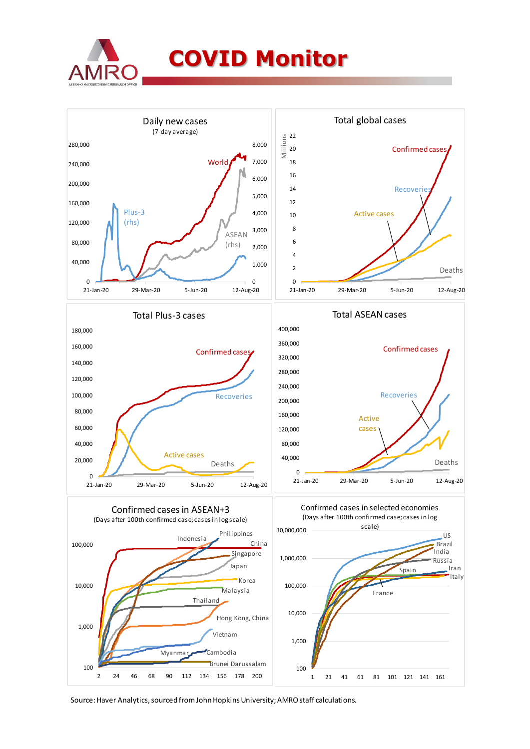# COVID Monitor

AMRO

ASEAN+3 MACROECONOMIC RESEARCH OFFICE

## Daily new cases

(7-day average)

280,000
240,000
200,000
160,000
120,000
80,000
40,000
0

8,000
7,000
6,000
5,000
4,000
3,000
2,000
1,000
0

World

Plus-3 (rhs)

ASEAN (rhs)

21-Jan-20 29-Mar-20 5-Jun-20 12-Aug-20

## Total global cases

Millions

22
20
18
16
14
12
10
8
6
4
2
0

Confirmed cases

Recoveries

Active cases

Deaths

21-Jan-20 29-Mar-20 5-Jun-20 12-Aug-20

## Total Plus-3 cases

180,000
160,000
140,000
120,000
100,000
80,000
60,000
40,000
20,000
0

Confirmed cases

Recoveries

Active cases

Deaths

21-Jan-20 29-Mar-20 5-Jun-20 12-Aug-20

## Total ASEAN cases

400,000
360,000
320,000
280,000
240,000
200,000
160,000
120,000
80,000
40,000
0

Confirmed cases

Recoveries

Active cases

Deaths

21-Jan-20 29-Mar-20 5-Jun-20 12-Aug-20

## Confirmed cases in ASEAN+3

(Days after 100th confirmed case; cases in log scale)

100,000
10,000
1,000
100

Indonesia
Philippines
China
Singapore
Japan
Korea
Malaysia
Thailand
Hong Kong, China
Vietnam
Myanmar
Cambodia
Brunei Darussalam

2 24 46 68 90 112 134 156 178 200

## Confirmed cases in selected economies

(Days after 100th confirmed case; cases in log scale)

10,000,000
1,000,000
100,000
10,000
1,000
100

US
Brazil
India
Russia
Spain
Iran
Italy
France

1 21 41 61 81 101 121 141 161

Source: Haver Analytics, sourced from John Hopkins University; AMRO staff calculations.